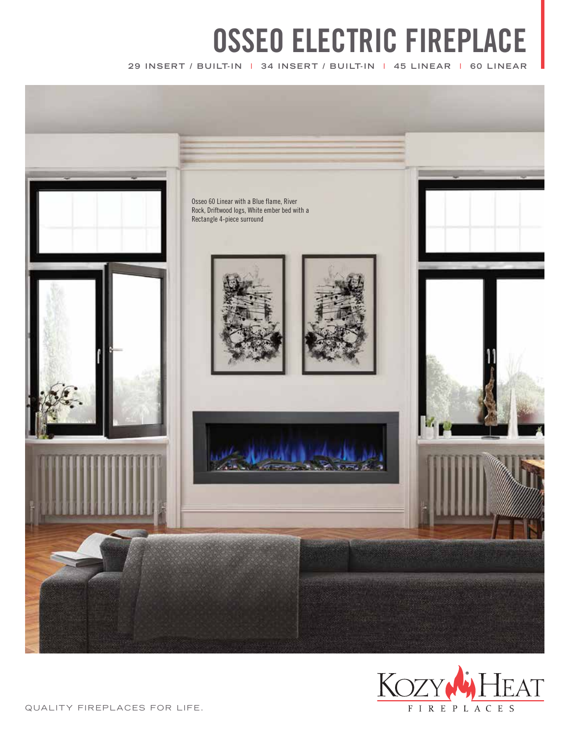# OSSEO ELECTRIC FIREPLACE

29 INSERT / BUILT-IN | 34 INSERT / BUILT-IN | 45 LINEAR | 60 LINEAR

Osseo 60 Linear with a Blue flame, River Rock, Driftwood logs, White ember bed with a Rectangle 4-piece surround

QUALITY FIREPLACES FOR LIFE.

KOZY HEAT FIREPLACES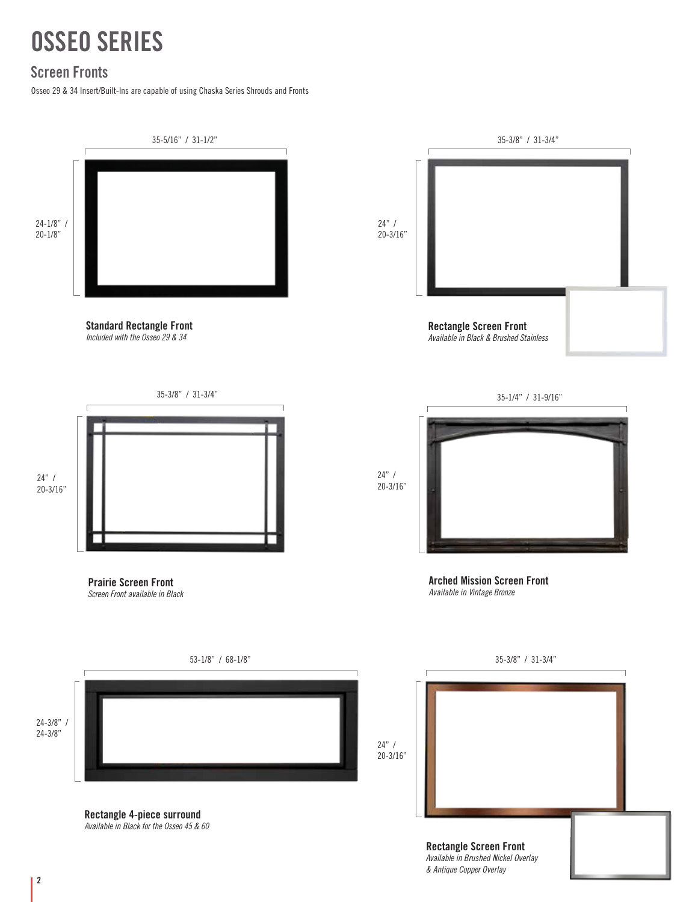# OSSEO SERIES

## Screen Fronts

Osseo 29 & 34 Insert/Built-Ins are capable of using Chaska Series Shrouds and Fronts

35-5/16" / 31-1/2"

24-1/8" / 20-1/8"

**Standard Rectangle Front**
*Included with the Osseo 29 & 34*

35-3/8" / 31-3/4"

24" / 20-3/16"

**Rectangle Screen Front**
*Available in Black & Brushed Stainless*

35-3/8" / 31-3/4"

24" / 20-3/16"

**Prairie Screen Front**
*Screen Front available in Black*

35-1/4" / 31-9/16"

24" / 20-3/16"

**Arched Mission Screen Front**
*Available in Vintage Bronze*

53-1/8" / 68-1/8"

24-3/8" / 24-3/8"

**Rectangle 4-piece surround**
*Available in Black for the Osseo 45 & 60*

35-3/8" / 31-3/4"

24" / 20-3/16"

**Rectangle Screen Front**
*Available in Brushed Nickel Overlay & Antique Copper Overlay*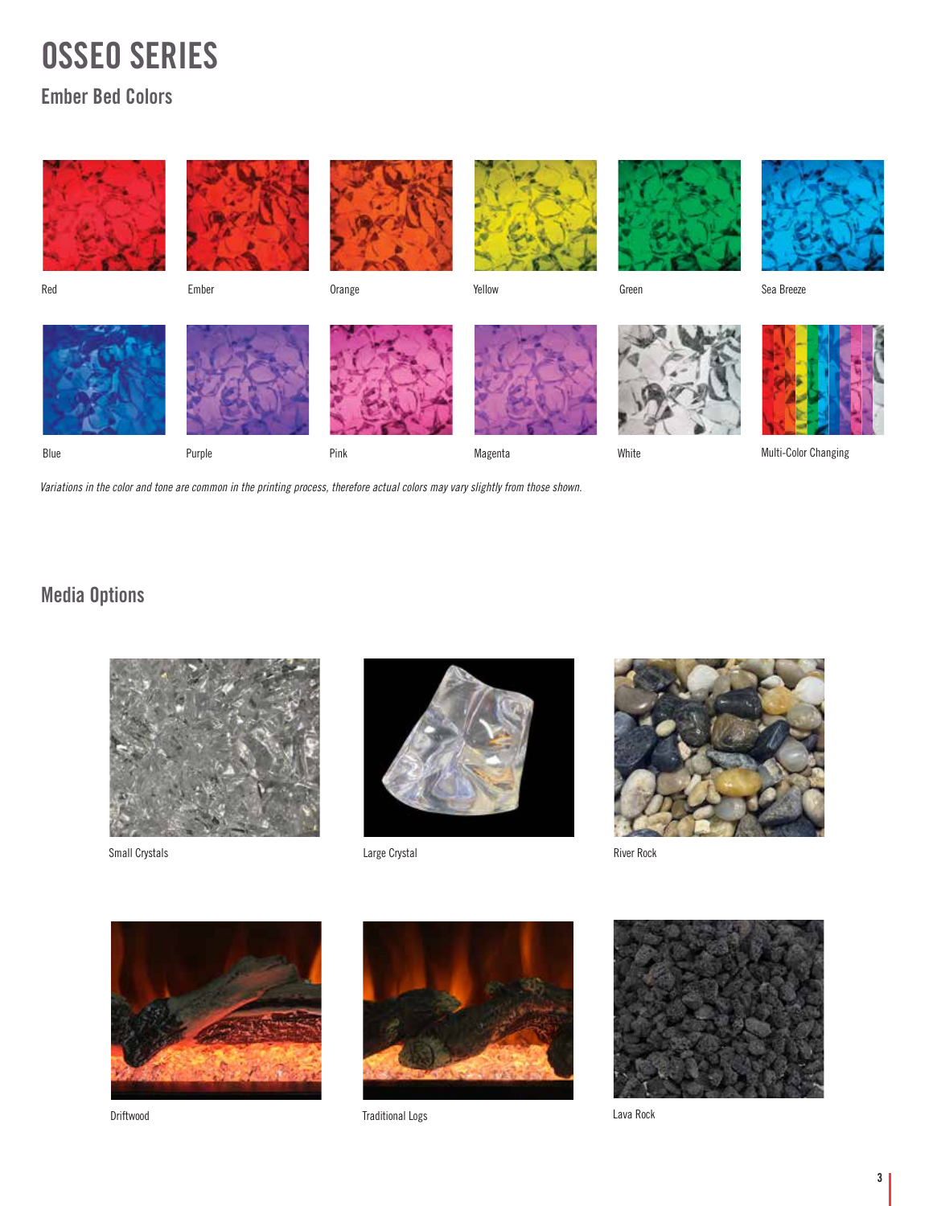# OSSEO SERIES

## Ember Bed Colors

Red

Ember

Orange

Yellow

Green

Sea Breeze

Blue

Purple

Pink

Magenta

White

Multi-Color Changing

*Variations in the color and tone are common in the printing process, therefore actual colors may vary slightly from those shown.*

## Media Options

Small Crystals

Large Crystal

River Rock

Driftwood

Traditional Logs

Lava Rock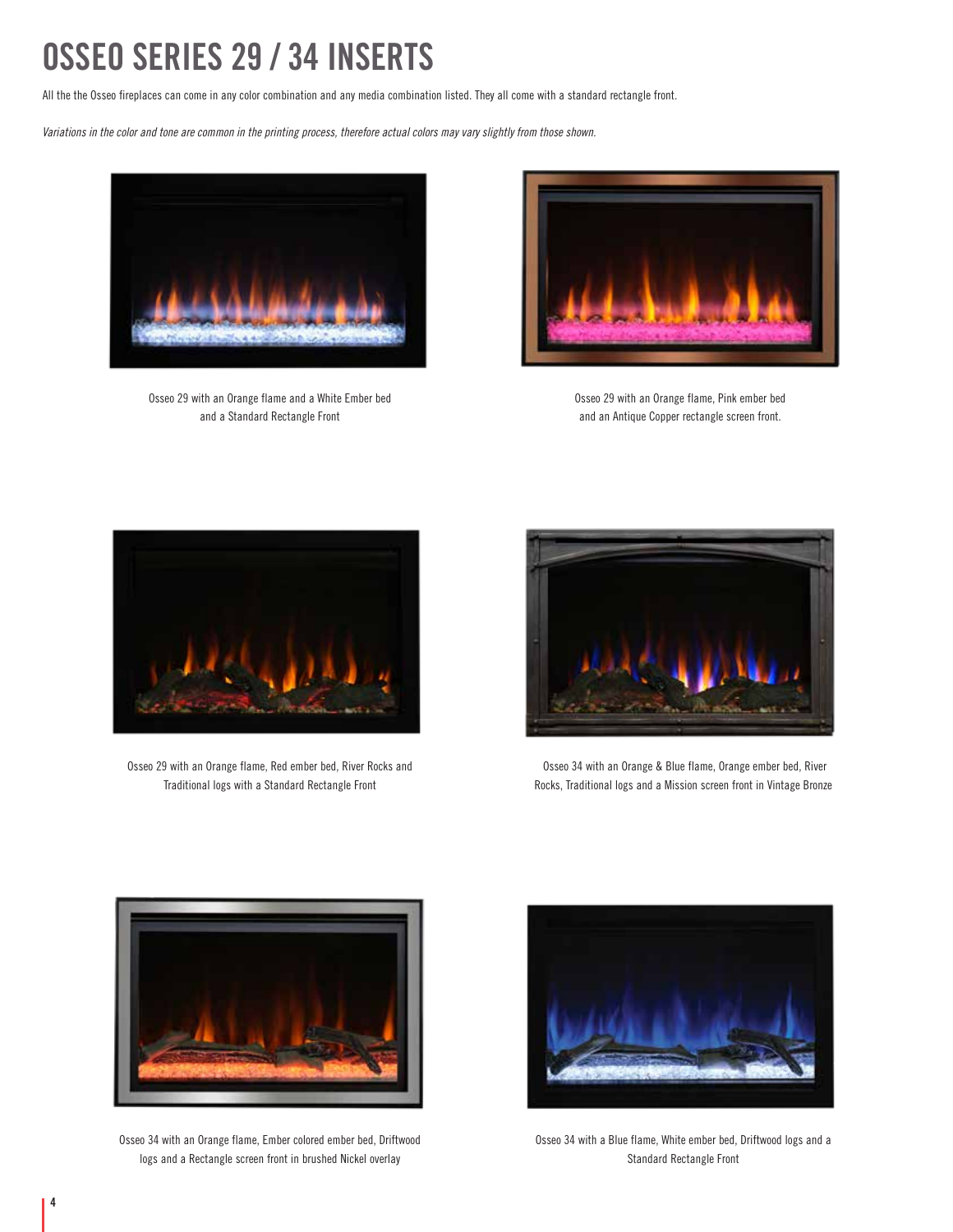# OSSEO SERIES 29 / 34 INSERTS

All the the Osseo fireplaces can come in any color combination and any media combination listed. They all come with a standard rectangle front.

*Variations in the color and tone are common in the printing process, therefore actual colors may vary slightly from those shown.*

Osseo 29 with an Orange flame and a White Ember bed and a Standard Rectangle Front

Osseo 29 with an Orange flame, Pink ember bed and an Antique Copper rectangle screen front.

Osseo 29 with an Orange flame, Red ember bed, River Rocks and Traditional logs with a Standard Rectangle Front

Osseo 34 with an Orange & Blue flame, Orange ember bed, River Rocks, Traditional logs and a Mission screen front in Vintage Bronze

Osseo 34 with an Orange flame, Ember colored ember bed, Driftwood logs and a Rectangle screen front in brushed Nickel overlay

Osseo 34 with a Blue flame, White ember bed, Driftwood logs and a Standard Rectangle Front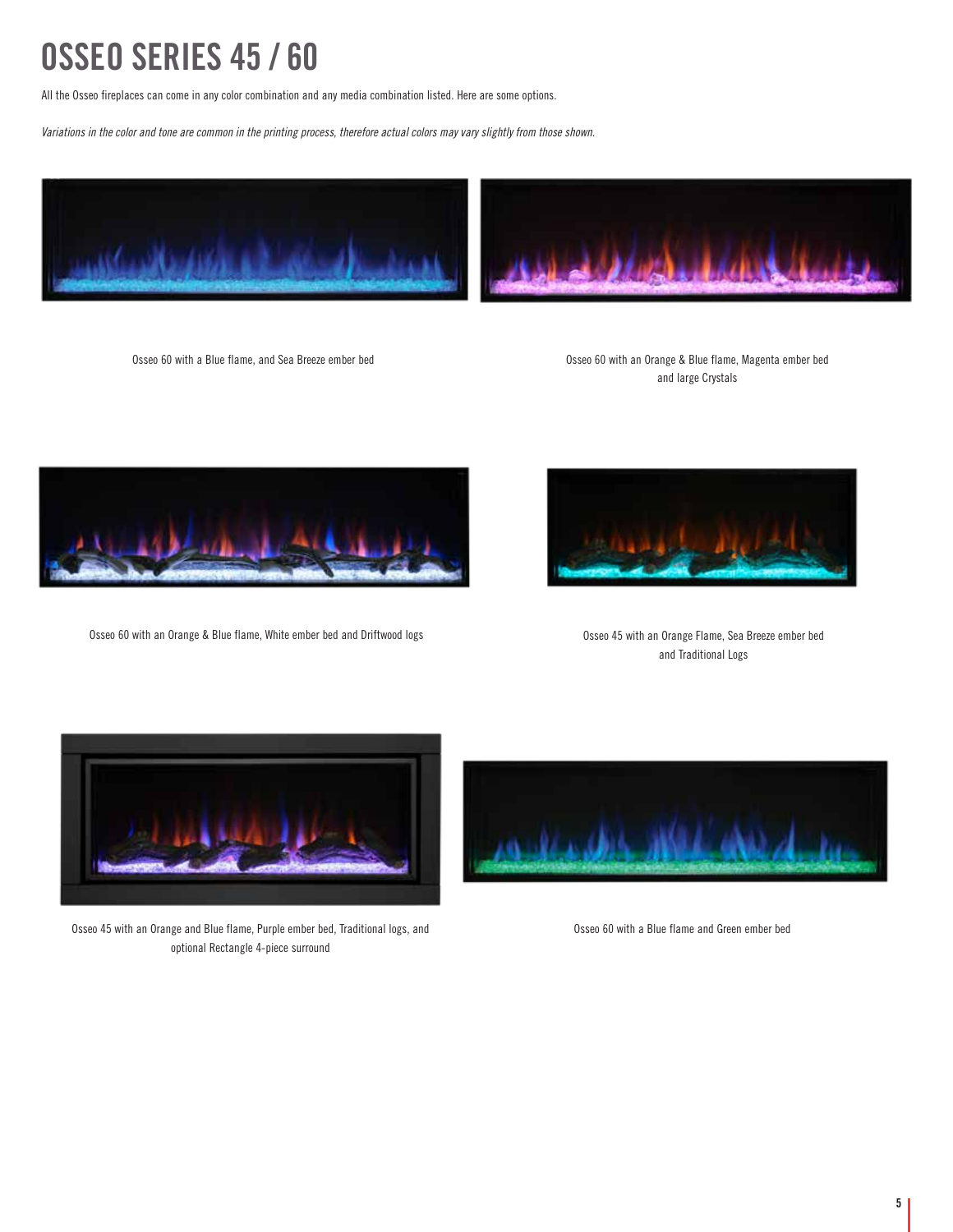# OSSEO SERIES 45 / 60

All the Osseo fireplaces can come in any color combination and any media combination listed. Here are some options.

*Variations in the color and tone are common in the printing process, therefore actual colors may vary slightly from those shown.*

Osseo 60 with a Blue flame, and Sea Breeze ember bed

Osseo 60 with an Orange & Blue flame, Magenta ember bed and large Crystals

Osseo 60 with an Orange & Blue flame, White ember bed and Driftwood logs

Osseo 45 with an Orange Flame, Sea Breeze ember bed and Traditional Logs

Osseo 45 with an Orange and Blue flame, Purple ember bed, Traditional logs, and optional Rectangle 4-piece surround

Osseo 60 with a Blue flame and Green ember bed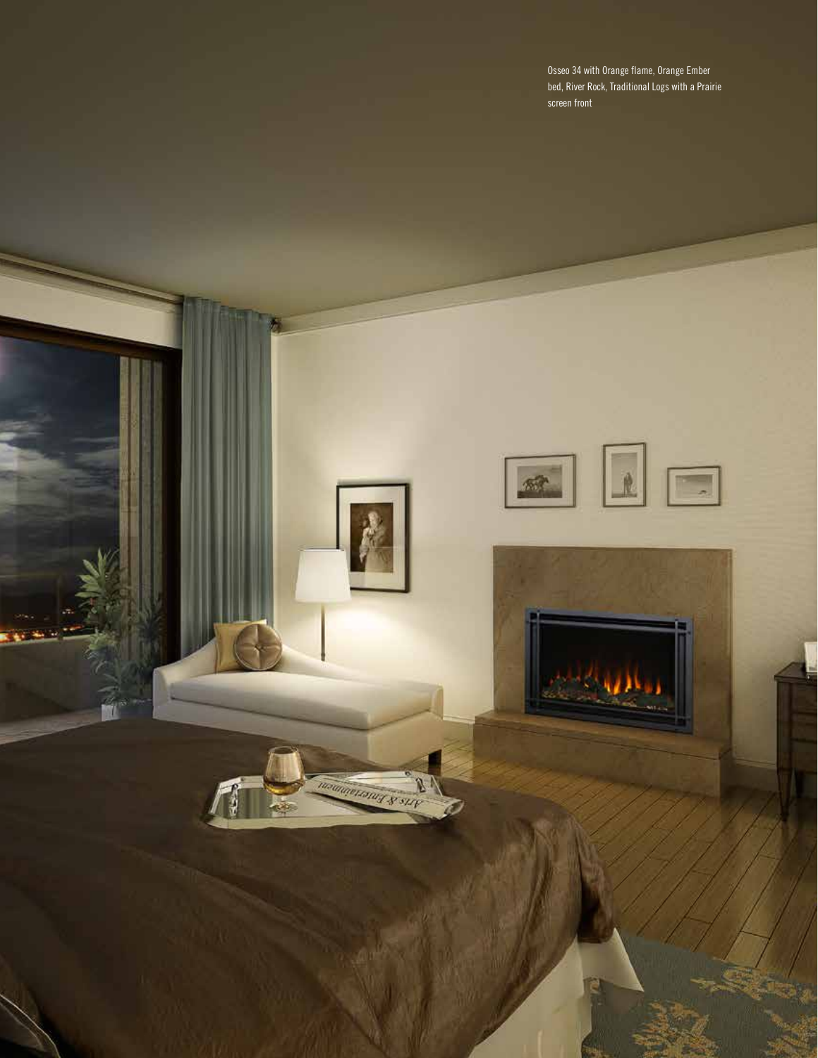Osseo 34 with Orange flame, Orange Ember bed, River Rock, Traditional Logs with a Prairie screen front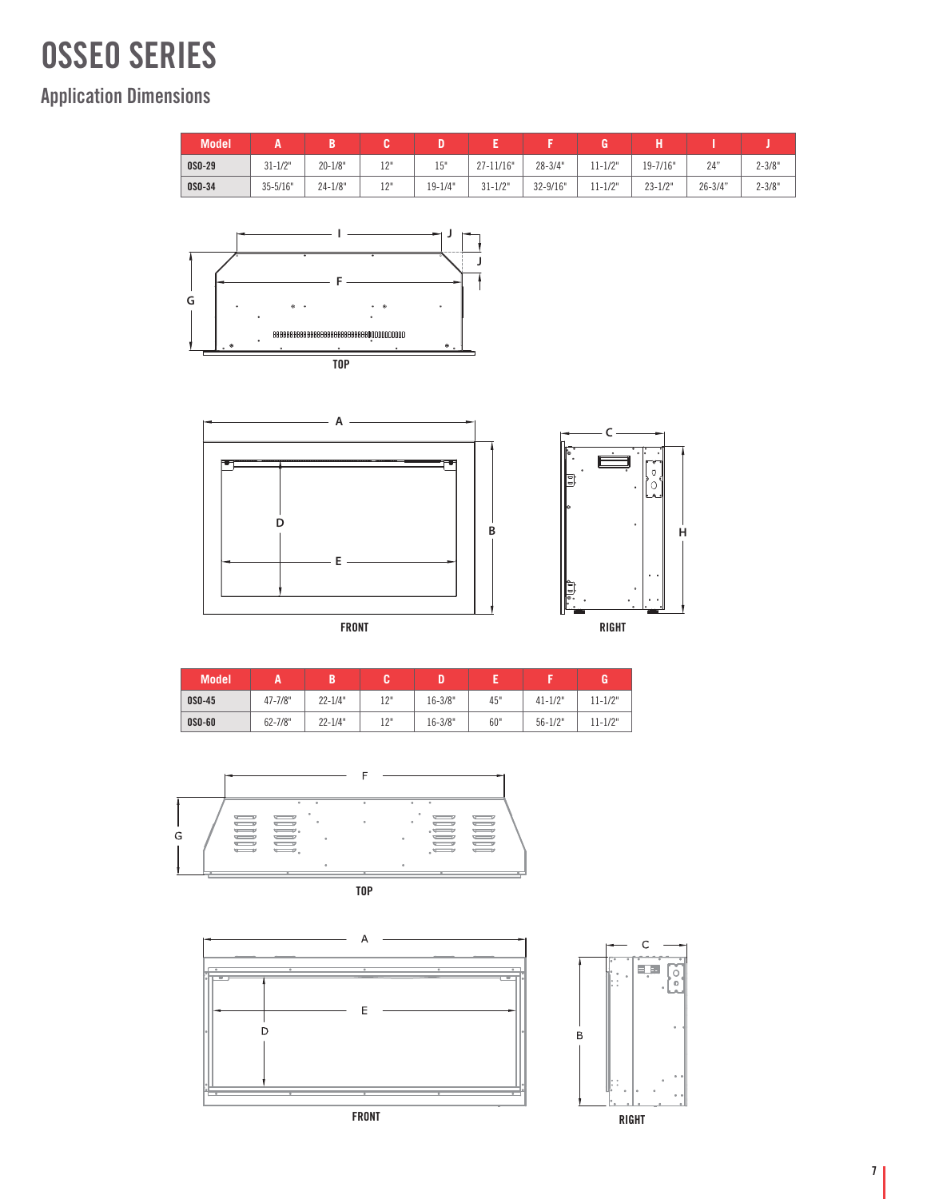# OSSEO SERIES

## Application Dimensions

| Model | A | B | C | D | E | F | G | H | I | J |
|---|---|---|---|---|---|---|---|---|---|---|
| OSO-29 | 31-1/2" | 20-1/8" | 12" | 15" | 27-11/16" | 28-3/4" | 11-1/2" | 19-7/16" | 24" | 2-3/8" |
| OSO-34 | 35-5/16" | 24-1/8" | 12" | 19-1/4" | 31-1/2" | 32-9/16" | 11-1/2" | 23-1/2" | 26-3/4" | 2-3/8" |

TOP

FRONT

RIGHT

| Model | A | B | C | D | E | F | G |
|---|---|---|---|---|---|---|---|
| OSO-45 | 47-7/8" | 22-1/4" | 12" | 16-3/8" | 45" | 41-1/2" | 11-1/2" |
| OSO-60 | 62-7/8" | 22-1/4" | 12" | 16-3/8" | 60" | 56-1/2" | 11-1/2" |

TOP

FRONT

RIGHT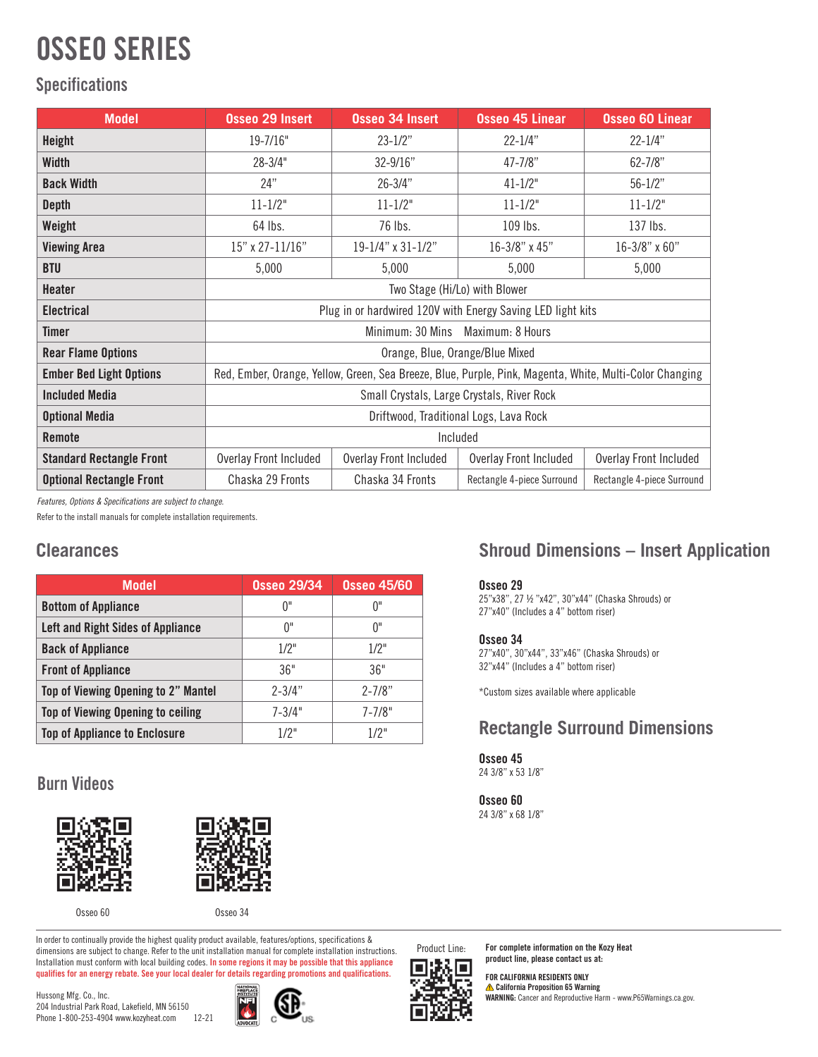# OSSEO SERIES

## Specifications

| Model | Osseo 29 Insert | Osseo 34 Insert | Osseo 45 Linear | Osseo 60 Linear |
|---|---|---|---|---|
| Height | 19-7/16" | 23-1/2" | 22-1/4" | 22-1/4" |
| Width | 28-3/4" | 32-9/16" | 47-7/8" | 62-7/8" |
| Back Width | 24" | 26-3/4" | 41-1/2" | 56-1/2" |
| Depth | 11-1/2" | 11-1/2" | 11-1/2" | 11-1/2" |
| Weight | 64 lbs. | 76 lbs. | 109 lbs. | 137 lbs. |
| Viewing Area | 15" x 27-11/16" | 19-1/4" x 31-1/2" | 16-3/8" x 45" | 16-3/8" x 60" |
| BTU | 5,000 | 5,000 | 5,000 | 5,000 |
| Heater | Two Stage (Hi/Lo) with Blower | | | |
| Electrical | Plug in or hardwired 120V with Energy Saving LED light kits | | | |
| Timer | Minimum: 30 Mins Maximum: 8 Hours | | | |
| Rear Flame Options | Orange, Blue, Orange/Blue Mixed | | | |
| Ember Bed Light Options | Red, Ember, Orange, Yellow, Green, Sea Breeze, Blue, Purple, Pink, Magenta, White, Multi-Color Changing | | | |
| Included Media | Small Crystals, Large Crystals, River Rock | | | |
| Optional Media | Driftwood, Traditional Logs, Lava Rock | | | |
| Remote | Included | | | |
| Standard Rectangle Front | Overlay Front Included | Overlay Front Included | Overlay Front Included | Overlay Front Included |
| Optional Rectangle Front | Chaska 29 Fronts | Chaska 34 Fronts | Rectangle 4-piece Surround | Rectangle 4-piece Surround |

*Features, Options & Specifications are subject to change.*

Refer to the install manuals for complete installation requirements.

## Clearances

| Model | Osseo 29/34 | Osseo 45/60 |
|---|---|---|
| Bottom of Appliance | 0" | 0" |
| Left and Right Sides of Appliance | 0" | 0" |
| Back of Appliance | 1/2" | 1/2" |
| Front of Appliance | 36" | 36" |
| Top of Viewing Opening to 2" Mantel | 2-3/4" | 2-7/8" |
| Top of Viewing Opening to ceiling | 7-3/4" | 7-7/8" |
| Top of Appliance to Enclosure | 1/2" | 1/2" |

## Burn Videos

Osseo 60

Osseo 34

## Shroud Dimensions – Insert Application

### Osseo 29

25"x38", 27 ½ "x42", 30"x44" (Chaska Shrouds) or 27"x40" (Includes a 4" bottom riser)

### Osseo 34

27"x40", 30"x44", 33"x46" (Chaska Shrouds) or 32"x44" (Includes a 4" bottom riser)

*Custom sizes available where applicable

## Rectangle Surround Dimensions

### Osseo 45

24 3/8" x 53 1/8"

### Osseo 60

24 3/8" x 68 1/8"

In order to continually provide the highest quality product available, features/options, specifications & dimensions are subject to change. Refer to the unit installation manual for complete installation instructions. Installation must conform with local building codes. **In some regions it may be possible that this appliance qualifies for an energy rebate. See your local dealer for details regarding promotions and qualifications.**

Hussong Mfg. Co., Inc.
204 Industrial Park Road, Lakefield, MN 56150
Phone 1-800-253-4904 www.kozyheat.com 12-21

Product Line:

**For complete information on the Kozy Heat product line, please contact us at:**

**FOR CALIFORNIA RESIDENTS ONLY**
**⚠ California Proposition 65 Warning**
**WARNING:** Cancer and Reproductive Harm - www.P65Warnings.ca.gov.